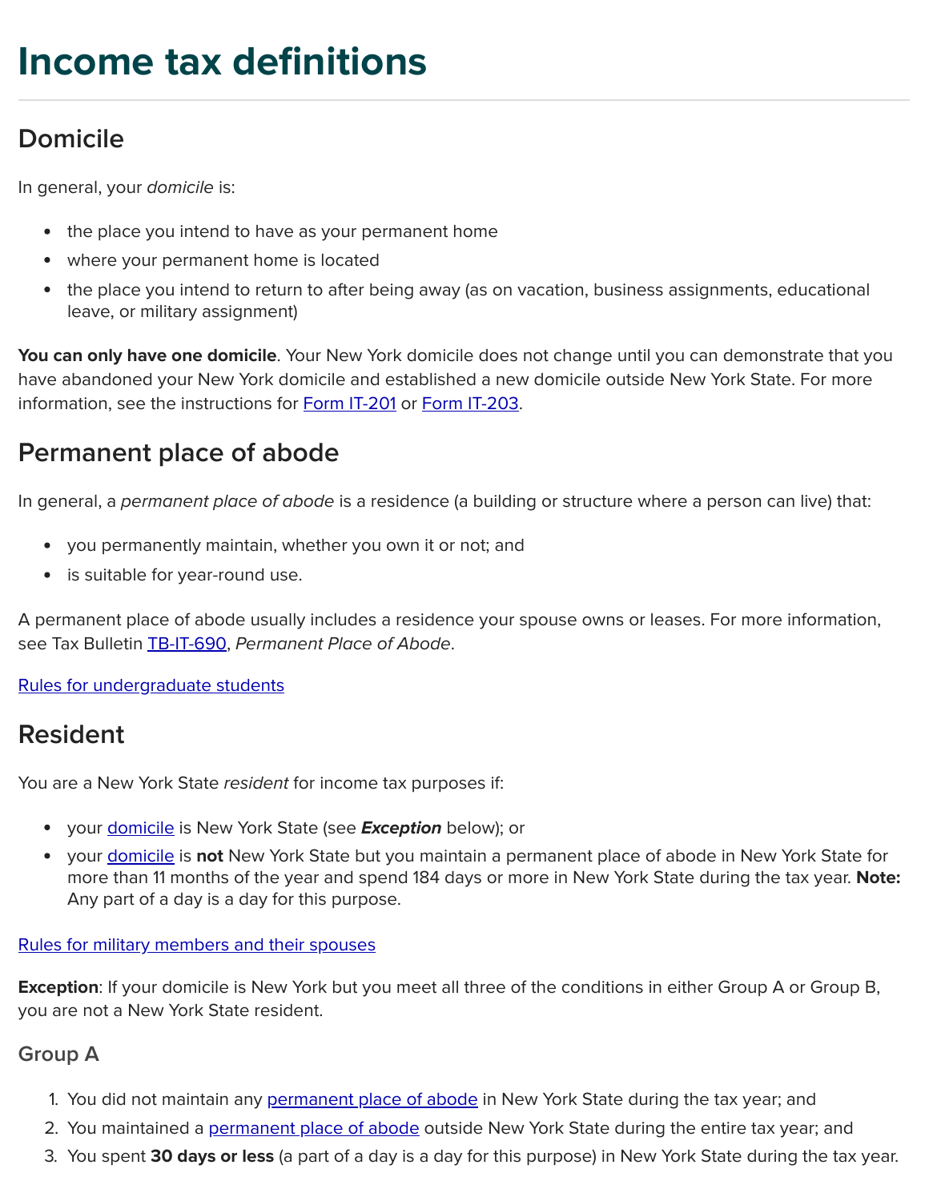# Income tax definitions

## Domicile

In general, your *domicile* is:

- the place you intend to have as your permanent home
- where your permanent home is located
- the place you intend to return to after being away (as on vacation, business assignments, educational leave, or military assignment)

**You can only have one domicile**. Your New York domicile does not change until you can demonstrate that you have abandoned your New York domicile and established a new domicile outside New York State. For more information, see the instructions for Form IT-201 or Form IT-203.

## Permanent place of abode

In general, a *permanent place of abode* is a residence (a building or structure where a person can live) that:

- you permanently maintain, whether you own it or not; and
- is suitable for year-round use.

A permanent place of abode usually includes a residence your spouse owns or leases. For more information, see Tax Bulletin TB-IT-690, *Permanent Place of Abode*.

Rules for undergraduate students

## Resident

You are a New York State *resident* for income tax purposes if:

- your domicile is New York State (see ***Exception*** below); or
- your domicile is **not** New York State but you maintain a permanent place of abode in New York State for more than 11 months of the year and spend 184 days or more in New York State during the tax year. **Note:** Any part of a day is a day for this purpose.

Rules for military members and their spouses

**Exception**: If your domicile is New York but you meet all three of the conditions in either Group A or Group B, you are not a New York State resident.

### Group A

1. You did not maintain any permanent place of abode in New York State during the tax year; and
2. You maintained a permanent place of abode outside New York State during the entire tax year; and
3. You spent **30 days or less** (a part of a day is a day for this purpose) in New York State during the tax year.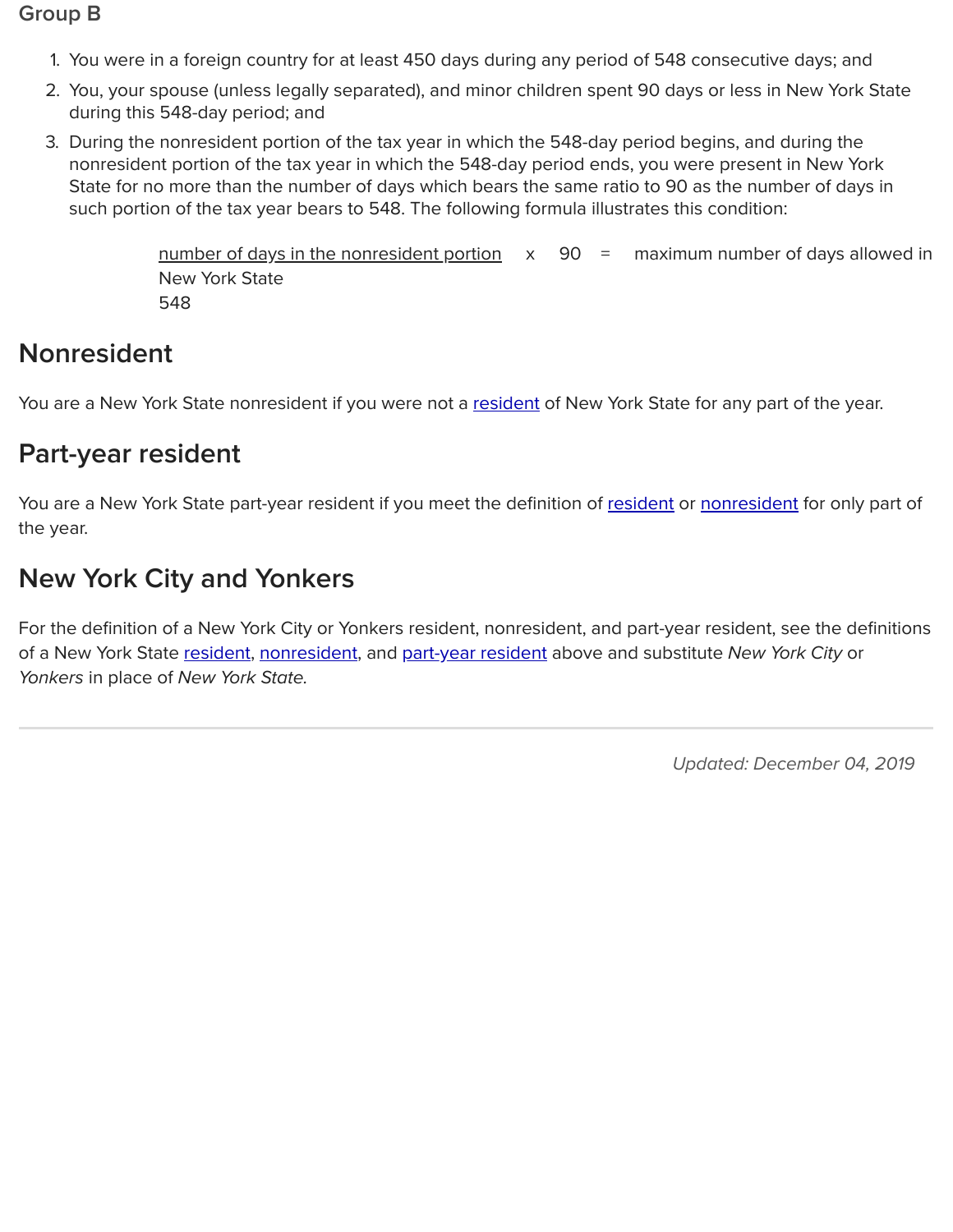### Group B

1. You were in a foreign country for at least 450 days during any period of 548 consecutive days; and
2. You, your spouse (unless legally separated), and minor children spent 90 days or less in New York State during this 548-day period; and
3. During the nonresident portion of the tax year in which the 548-day period begins, and during the nonresident portion of the tax year in which the 548-day period ends, you were present in New York State for no more than the number of days which bears the same ratio to 90 as the number of days in such portion of the tax year bears to 548. The following formula illustrates this condition:

$$\frac{\text{number of days in the nonresident portion}}{548} \times 90 = \text{maximum number of days allowed in New York State}$$

## Nonresident

You are a New York State nonresident if you were not a resident of New York State for any part of the year.

## Part-year resident

You are a New York State part-year resident if you meet the definition of resident or nonresident for only part of the year.

## New York City and Yonkers

For the definition of a New York City or Yonkers resident, nonresident, and part-year resident, see the definitions of a New York State resident, nonresident, and part-year resident above and substitute *New York City* or *Yonkers* in place of *New York State.*

*Updated: December 04, 2019*